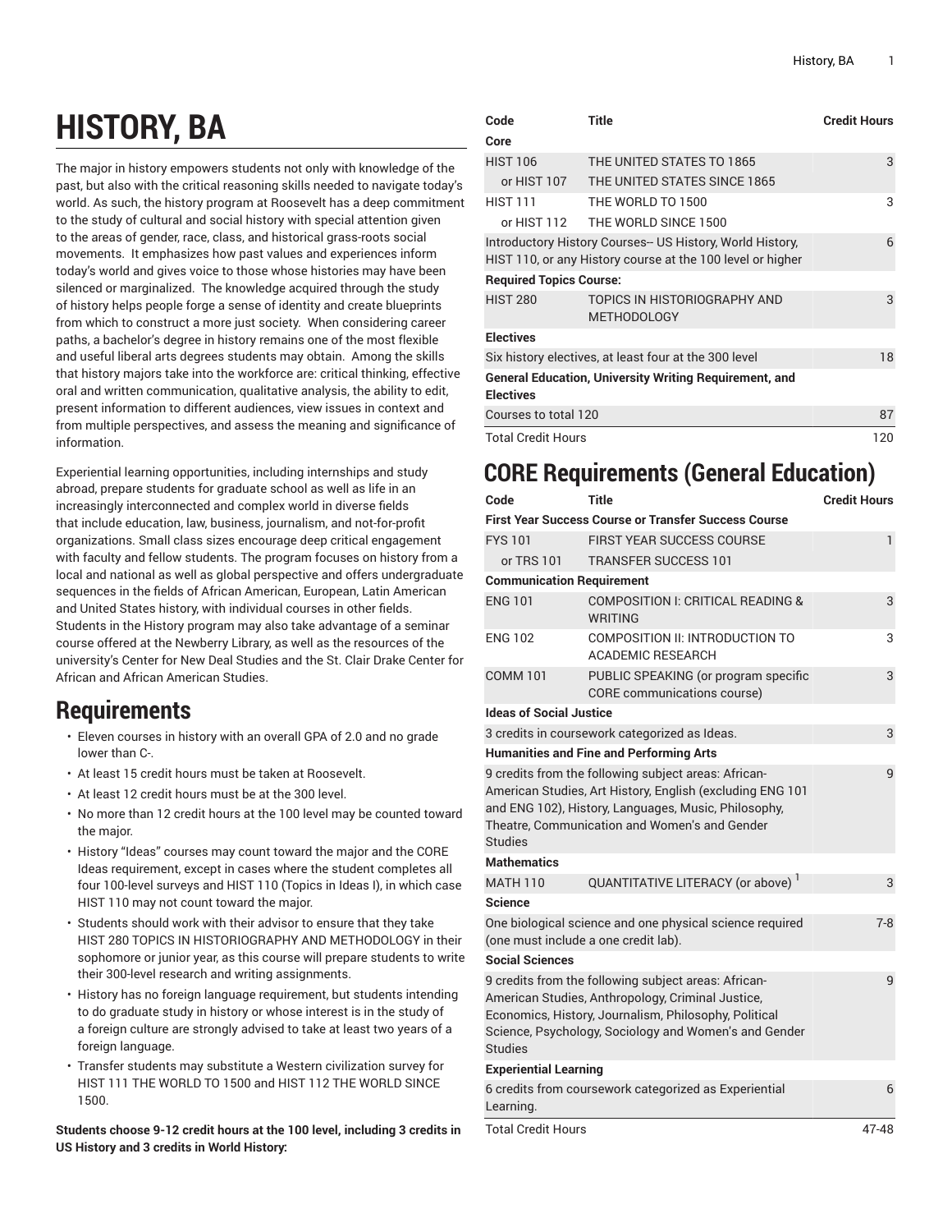# HISTORY, BA

The major in history empowers students not only with knowledge of the past, but also with the critical reasoning skills needed to navigate today's world. As such, the history program at Roosevelt has a deep commitment to the study of cultural and social history with special attention given to the areas of gender, race, class, and historical grass-roots social movements. It emphasizes how past values and experiences inform today's world and gives voice to those whose histories may have been silenced or marginalized. The knowledge acquired through the study of history helps people forge a sense of identity and create blueprints from which to construct a more just society. When considering career paths, a bachelor's degree in history remains one of the most flexible and useful liberal arts degrees students may obtain. Among the skills that history majors take into the workforce are: critical thinking, effective oral and written communication, qualitative analysis, the ability to edit, present information to different audiences, view issues in context and from multiple perspectives, and assess the meaning and significance of information.

Experiential learning opportunities, including internships and study abroad, prepare students for graduate school as well as life in an increasingly interconnected and complex world in diverse fields that include education, law, business, journalism, and not-for-profit organizations. Small class sizes encourage deep critical engagement with faculty and fellow students. The program focuses on history from a local and national as well as global perspective and offers undergraduate sequences in the fields of African American, European, Latin American and United States history, with individual courses in other fields. Students in the History program may also take advantage of a seminar course offered at the Newberry Library, as well as the resources of the university's Center for New Deal Studies and the St. Clair Drake Center for African and African American Studies.

## Requirements

- Eleven courses in history with an overall GPA of 2.0 and no grade lower than C-.
- At least 15 credit hours must be taken at Roosevelt.
- At least 12 credit hours must be at the 300 level.
- No more than 12 credit hours at the 100 level may be counted toward the major.
- History "Ideas" courses may count toward the major and the CORE Ideas requirement, except in cases where the student completes all four 100-level surveys and HIST 110 (Topics in Ideas I), in which case HIST 110 may not count toward the major.
- Students should work with their advisor to ensure that they take HIST 280 TOPICS IN HISTORIOGRAPHY AND METHODOLOGY in their sophomore or junior year, as this course will prepare students to write their 300-level research and writing assignments.
- History has no foreign language requirement, but students intending to do graduate study in history or whose interest is in the study of a foreign culture are strongly advised to take at least two years of a foreign language.
- Transfer students may substitute a Western civilization survey for HIST 111 THE WORLD TO 1500 and HIST 112 THE WORLD SINCE 1500.

**Students choose 9-12 credit hours at the 100 level, including 3 credits in US History and 3 credits in World History:**

| Code | Title | Credit Hours |
|---|---|---|
| **Core** | | |
| HIST 106 | THE UNITED STATES TO 1865 | 3 |
| or HIST 107 | THE UNITED STATES SINCE 1865 | |
| HIST 111 | THE WORLD TO 1500 | 3 |
| or HIST 112 | THE WORLD SINCE 1500 | |
| Introductory History Courses-- US History, World History, HIST 110, or any History course at the 100 level or higher | | 6 |
| **Required Topics Course:** | | |
| HIST 280 | TOPICS IN HISTORIOGRAPHY AND METHODOLOGY | 3 |
| **Electives** | | |
| Six history electives, at least four at the 300 level | | 18 |
| **General Education, University Writing Requirement, and Electives** | | |
| Courses to total 120 | | 87 |
| Total Credit Hours | | 120 |

# CORE Requirements (General Education)

| Code | Title | Credit Hours |
|---|---|---|
| **First Year Success Course or Transfer Success Course** | | |
| FYS 101 | FIRST YEAR SUCCESS COURSE | 1 |
| or TRS 101 | TRANSFER SUCCESS 101 | |
| **Communication Requirement** | | |
| ENG 101 | COMPOSITION I: CRITICAL READING & WRITING | 3 |
| ENG 102 | COMPOSITION II: INTRODUCTION TO ACADEMIC RESEARCH | 3 |
| COMM 101 | PUBLIC SPEAKING (or program specific CORE communications course) | 3 |
| **Ideas of Social Justice** | | |
| 3 credits in coursework categorized as Ideas. | | 3 |
| **Humanities and Fine and Performing Arts** | | |
| 9 credits from the following subject areas: African-American Studies, Art History, English (excluding ENG 101 and ENG 102), History, Languages, Music, Philosophy, Theatre, Communication and Women's and Gender Studies | | 9 |
| **Mathematics** | | |
| MATH 110 | QUANTITATIVE LITERACY (or above) [1] | 3 |
| **Science** | | |
| One biological science and one physical science required (one must include a one credit lab). | | 7-8 |
| **Social Sciences** | | |
| 9 credits from the following subject areas: African-American Studies, Anthropology, Criminal Justice, Economics, History, Journalism, Philosophy, Political Science, Psychology, Sociology and Women's and Gender Studies | | 9 |
| **Experiential Learning** | | |
| 6 credits from coursework categorized as Experiential Learning. | | 6 |
| Total Credit Hours | | 47-48 |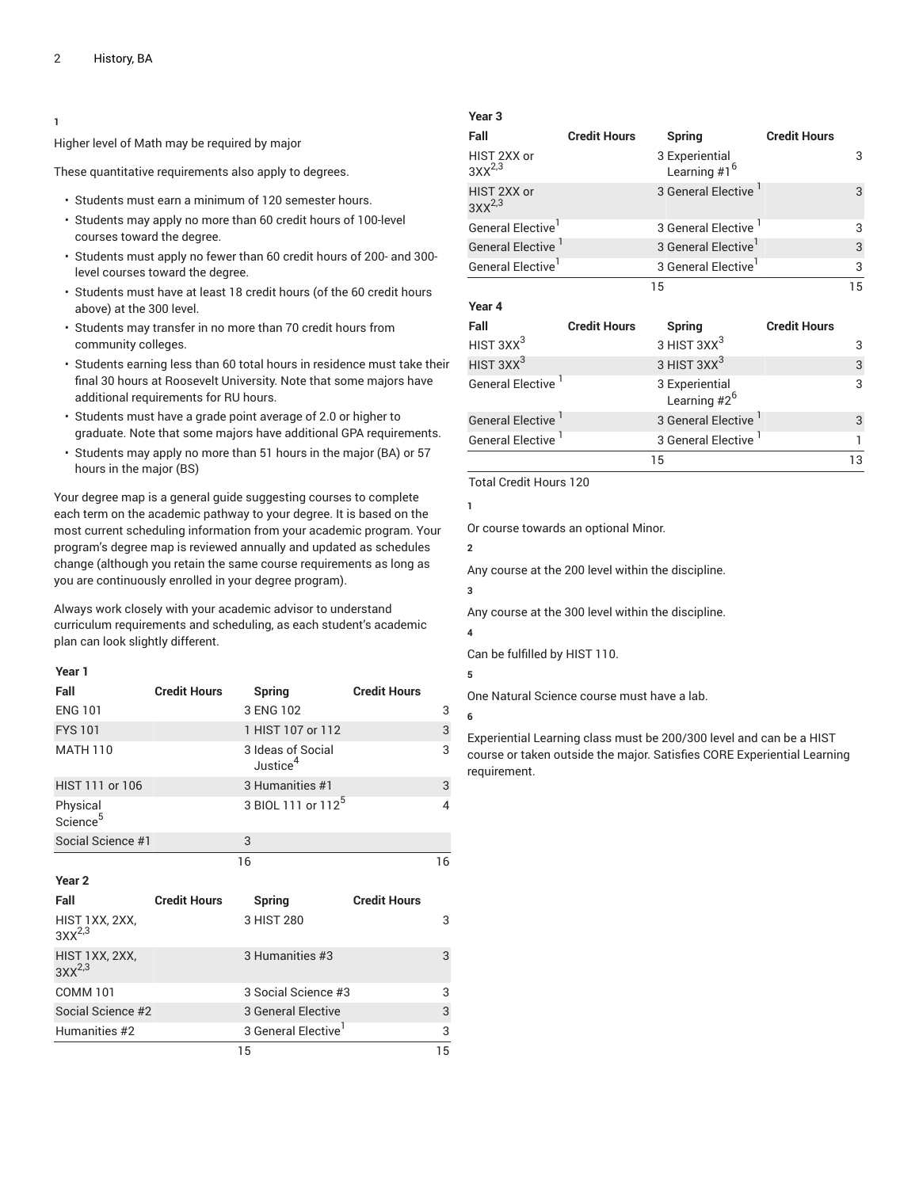1

Higher level of Math may be required by major

These quantitative requirements also apply to degrees.

- Students must earn a minimum of 120 semester hours.
- Students may apply no more than 60 credit hours of 100-level courses toward the degree.
- Students must apply no fewer than 60 credit hours of 200- and 300-level courses toward the degree.
- Students must have at least 18 credit hours (of the 60 credit hours above) at the 300 level.
- Students may transfer in no more than 70 credit hours from community colleges.
- Students earning less than 60 total hours in residence must take their final 30 hours at Roosevelt University. Note that some majors have additional requirements for RU hours.
- Students must have a grade point average of 2.0 or higher to graduate. Note that some majors have additional GPA requirements.
- Students may apply no more than 51 hours in the major (BA) or 57 hours in the major (BS)

Your degree map is a general guide suggesting courses to complete each term on the academic pathway to your degree. It is based on the most current scheduling information from your academic program. Your program's degree map is reviewed annually and updated as schedules change (although you retain the same course requirements as long as you are continuously enrolled in your degree program).

Always work closely with your academic advisor to understand curriculum requirements and scheduling, as each student's academic plan can look slightly different.

**Year 1**

| Fall | Credit Hours | Spring | Credit Hours |
|---|---|---|---|
| ENG 101 | 3 | ENG 102 | 3 |
| FYS 101 | 1 | HIST 107 or 112 | 3 |
| MATH 110 | 3 | Ideas of Social Justice[4] | 3 |
| HIST 111 or 106 | 3 | Humanities #1 | 3 |
| Physical Science[5] | 3 | BIOL 111 or 112[5] | 4 |
| Social Science #1 | 3 | | |
| | 16 | | 16 |

**Year 2**

| Fall | Credit Hours | Spring | Credit Hours |
|---|---|---|---|
| HIST 1XX, 2XX, 3XX[2,3] | 3 | HIST 280 | 3 |
| HIST 1XX, 2XX, 3XX[2,3] | 3 | Humanities #3 | 3 |
| COMM 101 | 3 | Social Science #3 | 3 |
| Social Science #2 | 3 | General Elective | 3 |
| Humanities #2 | 3 | General Elective[1] | 3 |
| | 15 | | 15 |

**Year 3**

| Fall | Credit Hours | Spring | Credit Hours |
|---|---|---|---|
| HIST 2XX or 3XX[2,3] | 3 | Experiential Learning #1[6] | 3 |
| HIST 2XX or 3XX[2,3] | 3 | General Elective[1] | 3 |
| General Elective[1] | 3 | General Elective[1] | 3 |
| General Elective[1] | 3 | General Elective[1] | 3 |
| General Elective[1] | 3 | General Elective[1] | 3 |
| | 15 | | 15 |

**Year 4**

| Fall | Credit Hours | Spring | Credit Hours |
|---|---|---|---|
| HIST 3XX[3] | 3 | HIST 3XX[3] | 3 |
| HIST 3XX[3] | 3 | HIST 3XX[3] | 3 |
| General Elective[1] | 3 | Experiential Learning #2[6] | 3 |
| General Elective[1] | 3 | General Elective[1] | 3 |
| General Elective[1] | 3 | General Elective[1] | 1 |
| | 15 | | 13 |

Total Credit Hours 120

1

Or course towards an optional Minor.

2

Any course at the 200 level within the discipline.

3

Any course at the 300 level within the discipline.

4

Can be fulfilled by HIST 110.

5

One Natural Science course must have a lab.

6

Experiential Learning class must be 200/300 level and can be a HIST course or taken outside the major. Satisfies CORE Experiential Learning requirement.